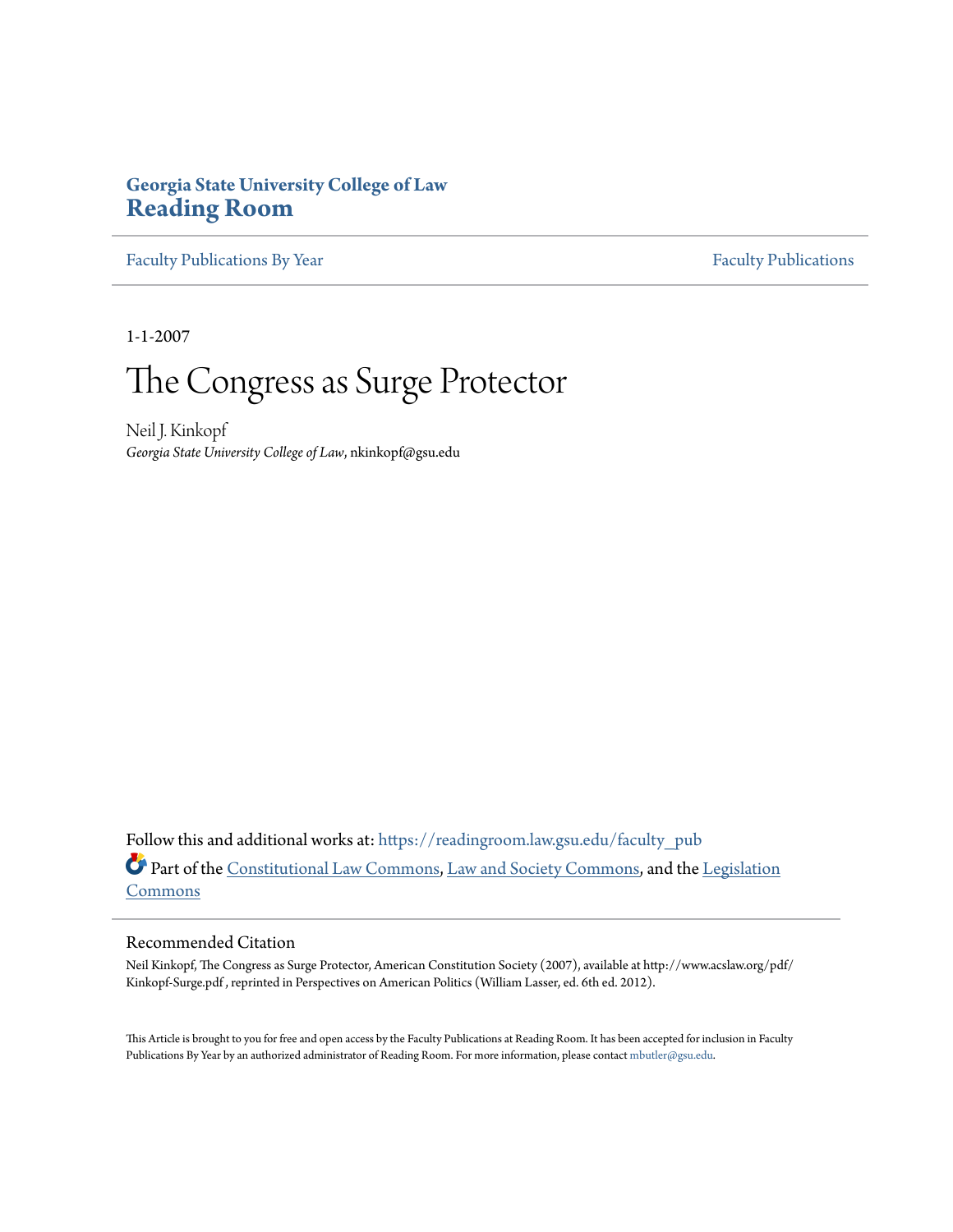**Georgia State University College of Law**
**Reading Room**

Faculty Publications By Year | Faculty Publications

1-1-2007

# The Congress as Surge Protector

Neil J. Kinkopf
*Georgia State University College of Law*, nkinkopf@gsu.edu

Follow this and additional works at: https://readingroom.law.gsu.edu/faculty_pub

Part of the Constitutional Law Commons, Law and Society Commons, and the Legislation Commons

## Recommended Citation

Neil Kinkopf, The Congress as Surge Protector, American Constitution Society (2007), available at http://www.acslaw.org/pdf/Kinkopf-Surge.pdf , reprinted in Perspectives on American Politics (William Lasser, ed. 6th ed. 2012).

This Article is brought to you for free and open access by the Faculty Publications at Reading Room. It has been accepted for inclusion in Faculty Publications By Year by an authorized administrator of Reading Room. For more information, please contact mbutler@gsu.edu.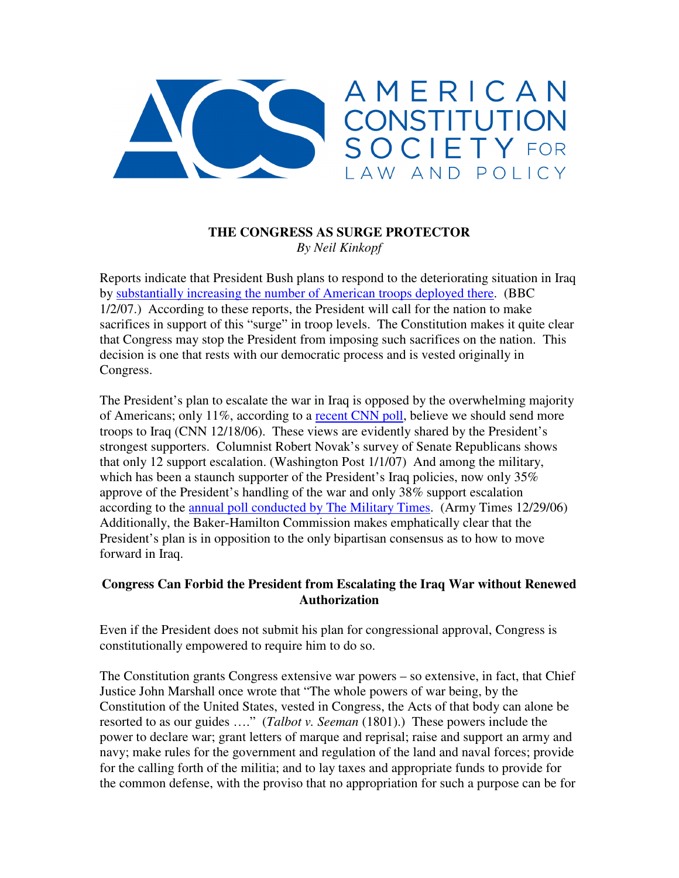**THE CONGRESS AS SURGE PROTECTOR**
*By Neil Kinkopf*

Reports indicate that President Bush plans to respond to the deteriorating situation in Iraq by substantially increasing the number of American troops deployed there. (BBC 1/2/07.) According to these reports, the President will call for the nation to make sacrifices in support of this "surge" in troop levels. The Constitution makes it quite clear that Congress may stop the President from imposing such sacrifices on the nation. This decision is one that rests with our democratic process and is vested originally in Congress.

The President's plan to escalate the war in Iraq is opposed by the overwhelming majority of Americans; only 11%, according to a recent CNN poll, believe we should send more troops to Iraq (CNN 12/18/06). These views are evidently shared by the President's strongest supporters. Columnist Robert Novak's survey of Senate Republicans shows that only 12 support escalation. (Washington Post 1/1/07) And among the military, which has been a staunch supporter of the President's Iraq policies, now only 35% approve of the President's handling of the war and only 38% support escalation according to the annual poll conducted by The Military Times. (Army Times 12/29/06) Additionally, the Baker-Hamilton Commission makes emphatically clear that the President's plan is in opposition to the only bipartisan consensus as to how to move forward in Iraq.

**Congress Can Forbid the President from Escalating the Iraq War without Renewed Authorization**

Even if the President does not submit his plan for congressional approval, Congress is constitutionally empowered to require him to do so.

The Constitution grants Congress extensive war powers – so extensive, in fact, that Chief Justice John Marshall once wrote that "The whole powers of war being, by the Constitution of the United States, vested in Congress, the Acts of that body can alone be resorted to as our guides …." (*Talbot v. Seeman* (1801).) These powers include the power to declare war; grant letters of marque and reprisal; raise and support an army and navy; make rules for the government and regulation of the land and naval forces; provide for the calling forth of the militia; and to lay taxes and appropriate funds to provide for the common defense, with the proviso that no appropriation for such a purpose can be for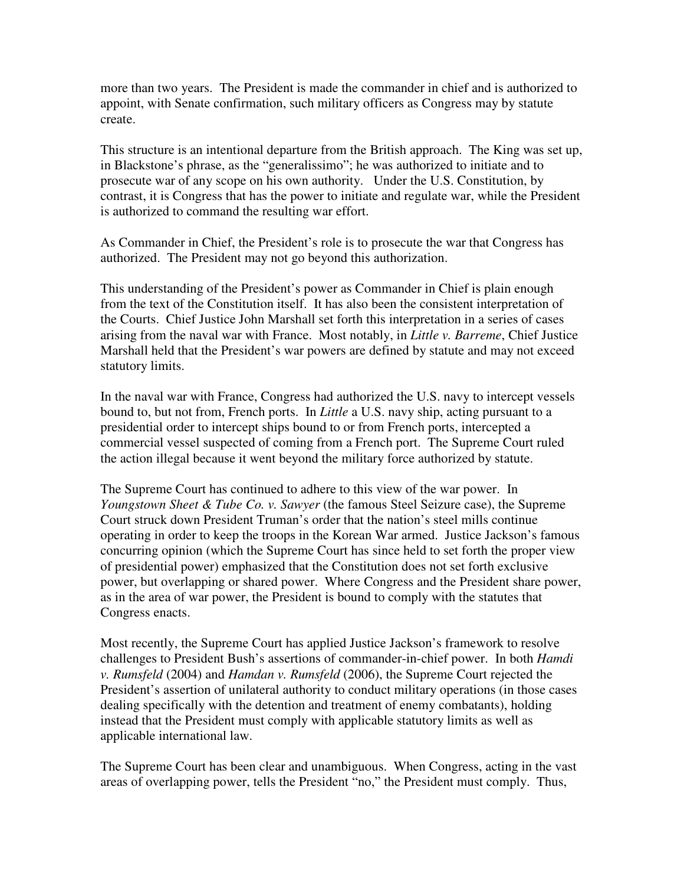more than two years. The President is made the commander in chief and is authorized to appoint, with Senate confirmation, such military officers as Congress may by statute create.

This structure is an intentional departure from the British approach. The King was set up, in Blackstone's phrase, as the "generalissimo"; he was authorized to initiate and to prosecute war of any scope on his own authority. Under the U.S. Constitution, by contrast, it is Congress that has the power to initiate and regulate war, while the President is authorized to command the resulting war effort.

As Commander in Chief, the President's role is to prosecute the war that Congress has authorized. The President may not go beyond this authorization.

This understanding of the President's power as Commander in Chief is plain enough from the text of the Constitution itself. It has also been the consistent interpretation of the Courts. Chief Justice John Marshall set forth this interpretation in a series of cases arising from the naval war with France. Most notably, in *Little v. Barreme*, Chief Justice Marshall held that the President's war powers are defined by statute and may not exceed statutory limits.

In the naval war with France, Congress had authorized the U.S. navy to intercept vessels bound to, but not from, French ports. In *Little* a U.S. navy ship, acting pursuant to a presidential order to intercept ships bound to or from French ports, intercepted a commercial vessel suspected of coming from a French port. The Supreme Court ruled the action illegal because it went beyond the military force authorized by statute.

The Supreme Court has continued to adhere to this view of the war power. In *Youngstown Sheet & Tube Co. v. Sawyer* (the famous Steel Seizure case), the Supreme Court struck down President Truman's order that the nation's steel mills continue operating in order to keep the troops in the Korean War armed. Justice Jackson's famous concurring opinion (which the Supreme Court has since held to set forth the proper view of presidential power) emphasized that the Constitution does not set forth exclusive power, but overlapping or shared power. Where Congress and the President share power, as in the area of war power, the President is bound to comply with the statutes that Congress enacts.

Most recently, the Supreme Court has applied Justice Jackson's framework to resolve challenges to President Bush's assertions of commander-in-chief power. In both *Hamdi v. Rumsfeld* (2004) and *Hamdan v. Rumsfeld* (2006), the Supreme Court rejected the President's assertion of unilateral authority to conduct military operations (in those cases dealing specifically with the detention and treatment of enemy combatants), holding instead that the President must comply with applicable statutory limits as well as applicable international law.

The Supreme Court has been clear and unambiguous. When Congress, acting in the vast areas of overlapping power, tells the President "no," the President must comply. Thus,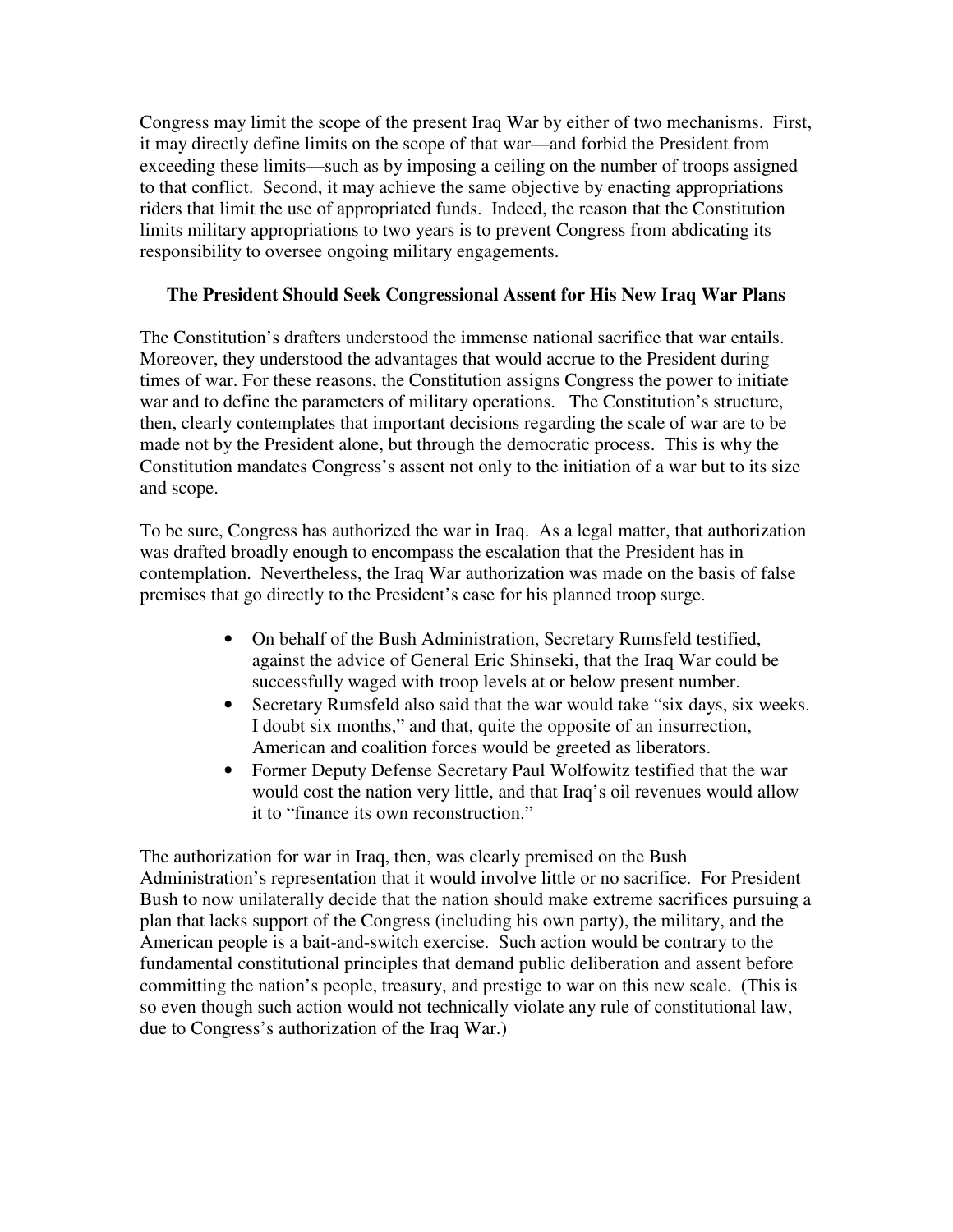Congress may limit the scope of the present Iraq War by either of two mechanisms. First, it may directly define limits on the scope of that war—and forbid the President from exceeding these limits—such as by imposing a ceiling on the number of troops assigned to that conflict. Second, it may achieve the same objective by enacting appropriations riders that limit the use of appropriated funds. Indeed, the reason that the Constitution limits military appropriations to two years is to prevent Congress from abdicating its responsibility to oversee ongoing military engagements.

**The President Should Seek Congressional Assent for His New Iraq War Plans**

The Constitution's drafters understood the immense national sacrifice that war entails. Moreover, they understood the advantages that would accrue to the President during times of war. For these reasons, the Constitution assigns Congress the power to initiate war and to define the parameters of military operations. The Constitution's structure, then, clearly contemplates that important decisions regarding the scale of war are to be made not by the President alone, but through the democratic process. This is why the Constitution mandates Congress's assent not only to the initiation of a war but to its size and scope.

To be sure, Congress has authorized the war in Iraq. As a legal matter, that authorization was drafted broadly enough to encompass the escalation that the President has in contemplation. Nevertheless, the Iraq War authorization was made on the basis of false premises that go directly to the President's case for his planned troop surge.

- On behalf of the Bush Administration, Secretary Rumsfeld testified, against the advice of General Eric Shinseki, that the Iraq War could be successfully waged with troop levels at or below present number.
- Secretary Rumsfeld also said that the war would take "six days, six weeks. I doubt six months," and that, quite the opposite of an insurrection, American and coalition forces would be greeted as liberators.
- Former Deputy Defense Secretary Paul Wolfowitz testified that the war would cost the nation very little, and that Iraq's oil revenues would allow it to "finance its own reconstruction."

The authorization for war in Iraq, then, was clearly premised on the Bush Administration's representation that it would involve little or no sacrifice. For President Bush to now unilaterally decide that the nation should make extreme sacrifices pursuing a plan that lacks support of the Congress (including his own party), the military, and the American people is a bait-and-switch exercise. Such action would be contrary to the fundamental constitutional principles that demand public deliberation and assent before committing the nation's people, treasury, and prestige to war on this new scale. (This is so even though such action would not technically violate any rule of constitutional law, due to Congress's authorization of the Iraq War.)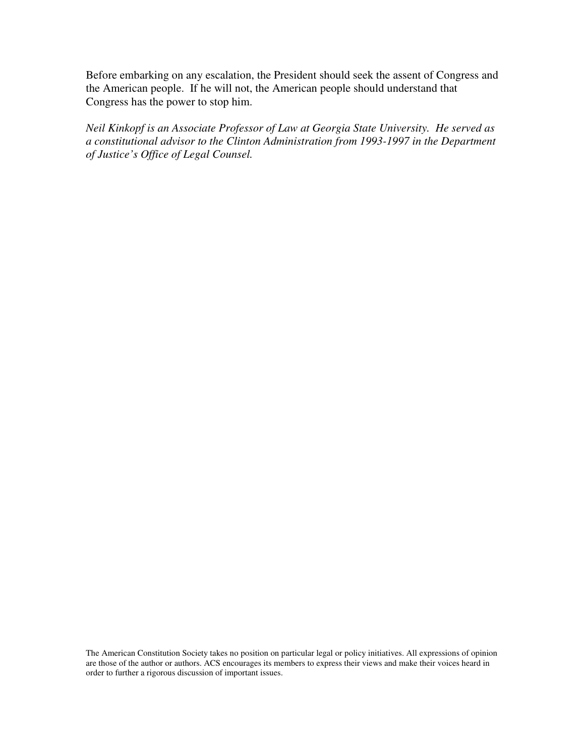Before embarking on any escalation, the President should seek the assent of Congress and the American people. If he will not, the American people should understand that Congress has the power to stop him.

*Neil Kinkopf is an Associate Professor of Law at Georgia State University. He served as a constitutional advisor to the Clinton Administration from 1993-1997 in the Department of Justice's Office of Legal Counsel.*

The American Constitution Society takes no position on particular legal or policy initiatives. All expressions of opinion are those of the author or authors. ACS encourages its members to express their views and make their voices heard in order to further a rigorous discussion of important issues.